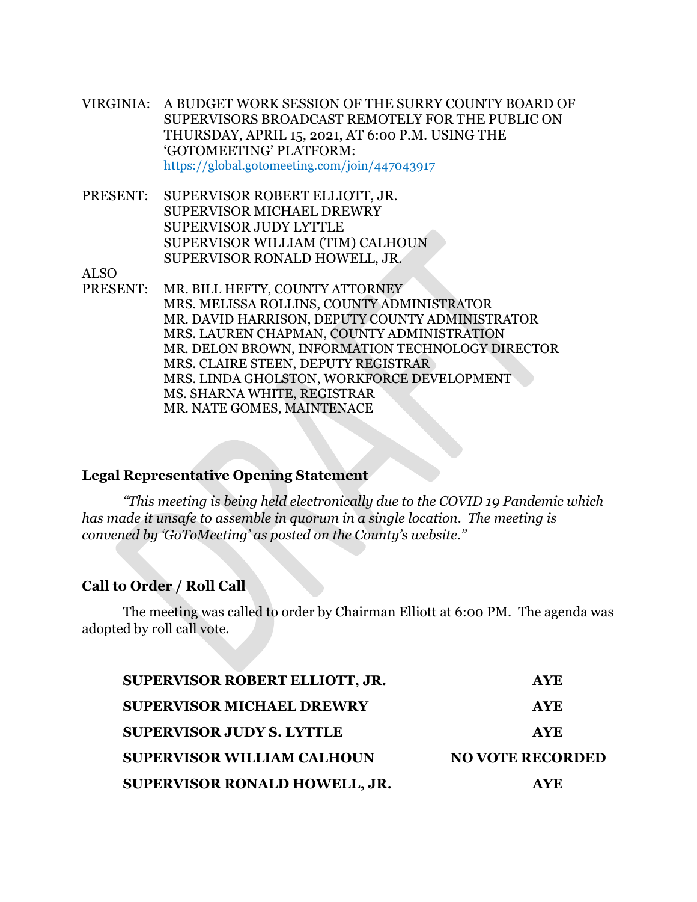VIRGINIA: A BUDGET WORK SESSION OF THE SURRY COUNTY BOARD OF SUPERVISORS BROADCAST REMOTELY FOR THE PUBLIC ON THURSDAY, APRIL 15, 2021, AT 6:00 P.M. USING THE 'GOTOMEETING' PLATFORM: https://global.gotomeeting.com/join/447043917

PRESENT: SUPERVISOR ROBERT ELLIOTT, JR.
SUPERVISOR MICHAEL DREWRY
SUPERVISOR JUDY LYTTLE
SUPERVISOR WILLIAM (TIM) CALHOUN
SUPERVISOR RONALD HOWELL, JR.

ALSO PRESENT: MR. BILL HEFTY, COUNTY ATTORNEY
MRS. MELISSA ROLLINS, COUNTY ADMINISTRATOR
MR. DAVID HARRISON, DEPUTY COUNTY ADMINISTRATOR
MRS. LAUREN CHAPMAN, COUNTY ADMINISTRATION
MR. DELON BROWN, INFORMATION TECHNOLOGY DIRECTOR
MRS. CLAIRE STEEN, DEPUTY REGISTRAR
MRS. LINDA GHOLSTON, WORKFORCE DEVELOPMENT
MS. SHARNA WHITE, REGISTRAR
MR. NATE GOMES, MAINTENACE

### Legal Representative Opening Statement

*"This meeting is being held electronically due to the COVID 19 Pandemic which has made it unsafe to assemble in quorum in a single location. The meeting is convened by 'GoToMeeting' as posted on the County's website."*

### Call to Order / Roll Call

The meeting was called to order by Chairman Elliott at 6:00 PM. The agenda was adopted by roll call vote.

| | |
|---|---|
| **SUPERVISOR ROBERT ELLIOTT, JR.** | **AYE** |
| **SUPERVISOR MICHAEL DREWRY** | **AYE** |
| **SUPERVISOR JUDY S. LYTTLE** | **AYE** |
| **SUPERVISOR WILLIAM CALHOUN** | **NO VOTE RECORDED** |
| **SUPERVISOR RONALD HOWELL, JR.** | **AYE** |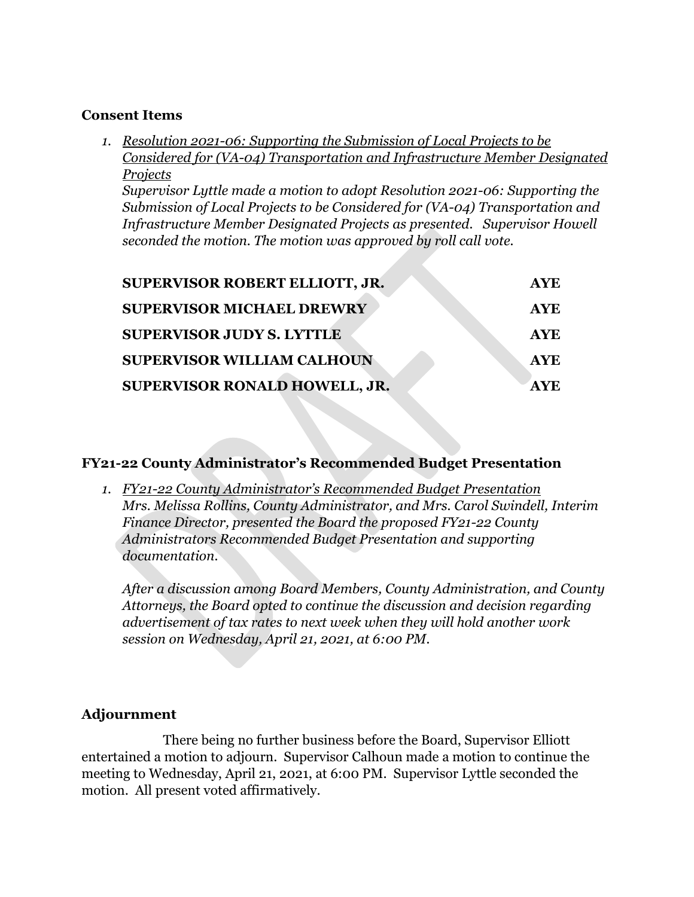## Consent Items

1. *Resolution 2021-06: Supporting the Submission of Local Projects to be Considered for (VA-04) Transportation and Infrastructure Member Designated Projects*

   *Supervisor Lyttle made a motion to adopt Resolution 2021-06: Supporting the Submission of Local Projects to be Considered for (VA-04) Transportation and Infrastructure Member Designated Projects as presented. Supervisor Howell seconded the motion. The motion was approved by roll call vote.*

| | |
|---|---|
| **SUPERVISOR ROBERT ELLIOTT, JR.** | **AYE** |
| **SUPERVISOR MICHAEL DREWRY** | **AYE** |
| **SUPERVISOR JUDY S. LYTTLE** | **AYE** |
| **SUPERVISOR WILLIAM CALHOUN** | **AYE** |
| **SUPERVISOR RONALD HOWELL, JR.** | **AYE** |

## FY21-22 County Administrator's Recommended Budget Presentation

1. *FY21-22 County Administrator's Recommended Budget Presentation*

   *Mrs. Melissa Rollins, County Administrator, and Mrs. Carol Swindell, Interim Finance Director, presented the Board the proposed FY21-22 County Administrators Recommended Budget Presentation and supporting documentation.*

   *After a discussion among Board Members, County Administration, and County Attorneys, the Board opted to continue the discussion and decision regarding advertisement of tax rates to next week when they will hold another work session on Wednesday, April 21, 2021, at 6:00 PM.*

## Adjournment

There being no further business before the Board, Supervisor Elliott entertained a motion to adjourn. Supervisor Calhoun made a motion to continue the meeting to Wednesday, April 21, 2021, at 6:00 PM. Supervisor Lyttle seconded the motion. All present voted affirmatively.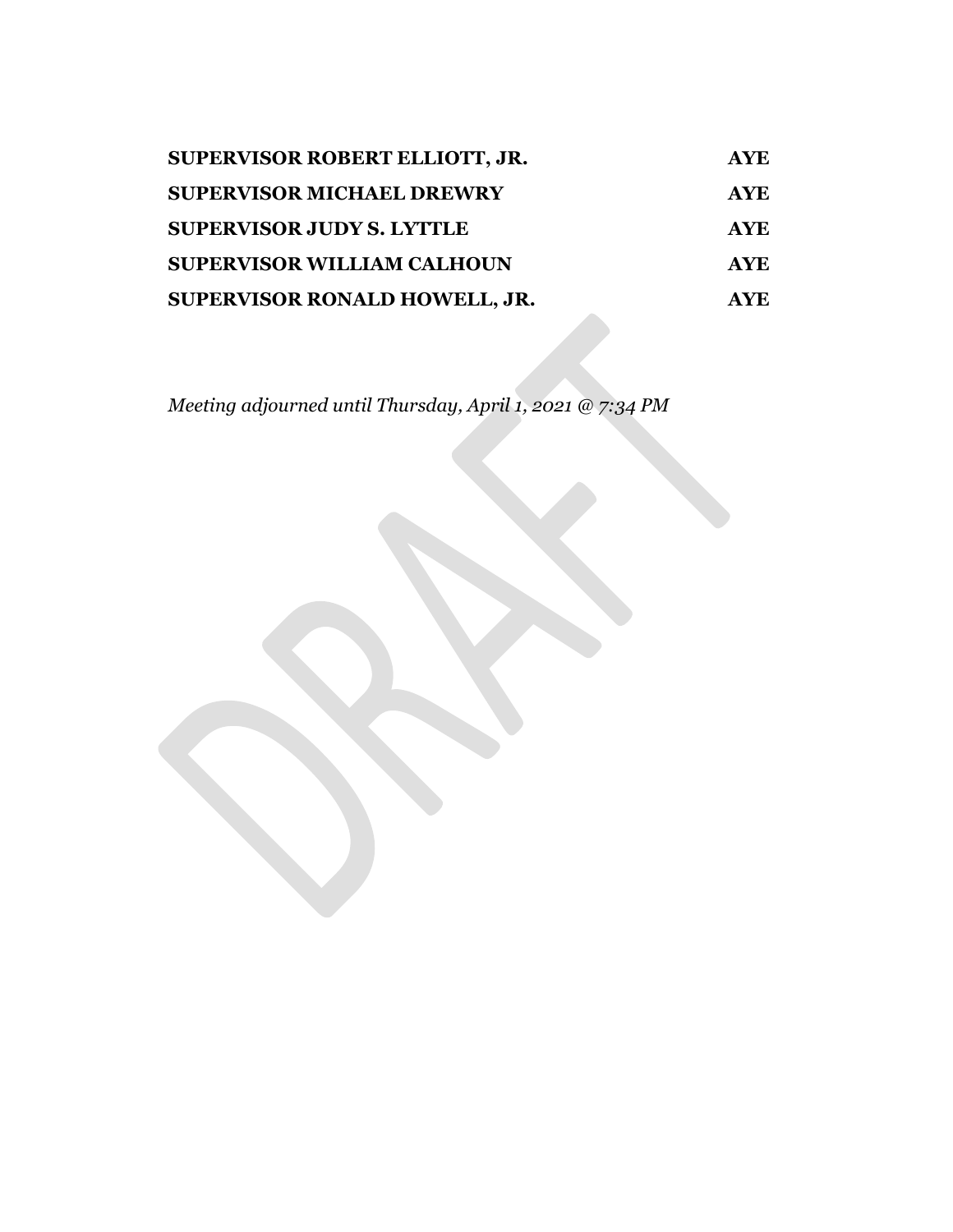| | |
|---|---|
| **SUPERVISOR ROBERT ELLIOTT, JR.** | **AYE** |
| **SUPERVISOR MICHAEL DREWRY** | **AYE** |
| **SUPERVISOR JUDY S. LYTTLE** | **AYE** |
| **SUPERVISOR WILLIAM CALHOUN** | **AYE** |
| **SUPERVISOR RONALD HOWELL, JR.** | **AYE** |

*Meeting adjourned until Thursday, April 1, 2021 @ 7:34 PM*